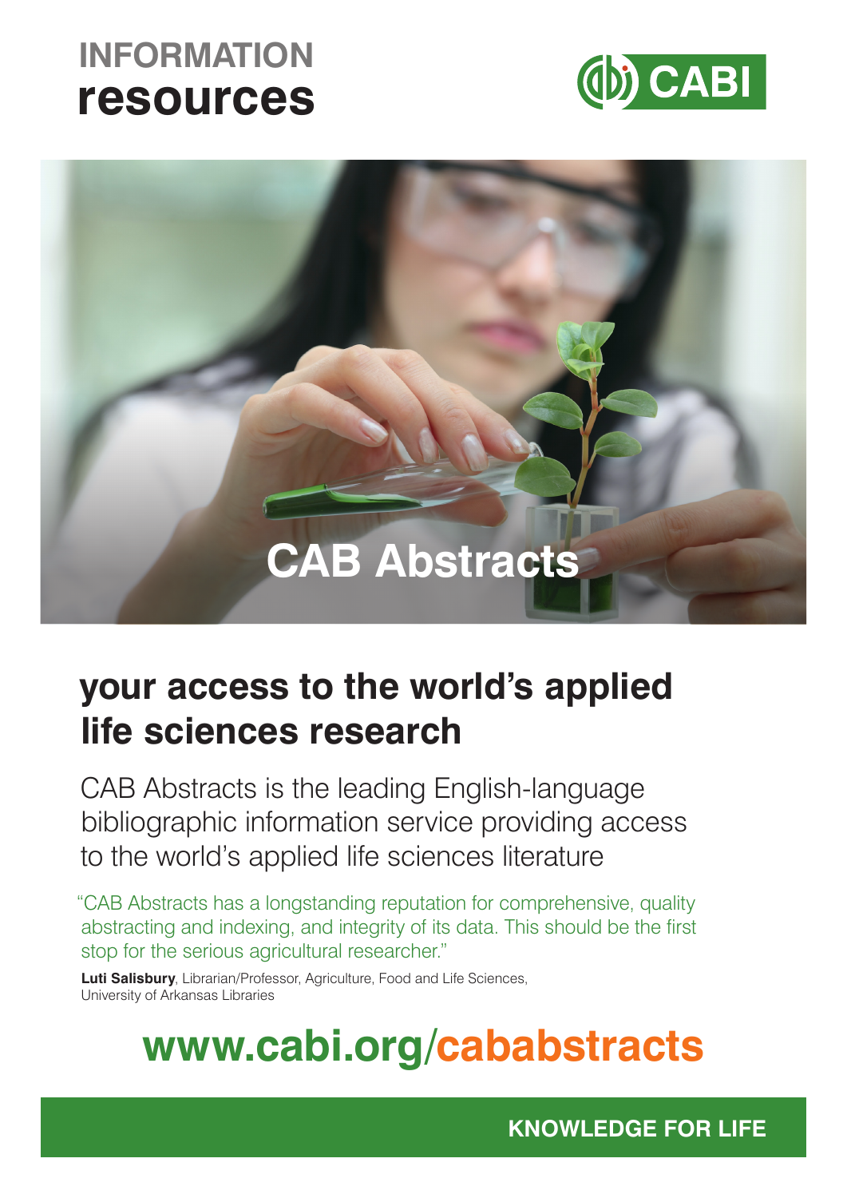# INFORMATION resources

CABI

## CAB Abstracts

## your access to the world's applied life sciences research

CAB Abstracts is the leading English-language bibliographic information service providing access to the world's applied life sciences literature

"CAB Abstracts has a longstanding reputation for comprehensive, quality abstracting and indexing, and integrity of its data. This should be the first stop for the serious agricultural researcher."

**Luti Salisbury**, Librarian/Professor, Agriculture, Food and Life Sciences, University of Arkansas Libraries

**www.cabi.org/cababstracts**

**KNOWLEDGE FOR LIFE**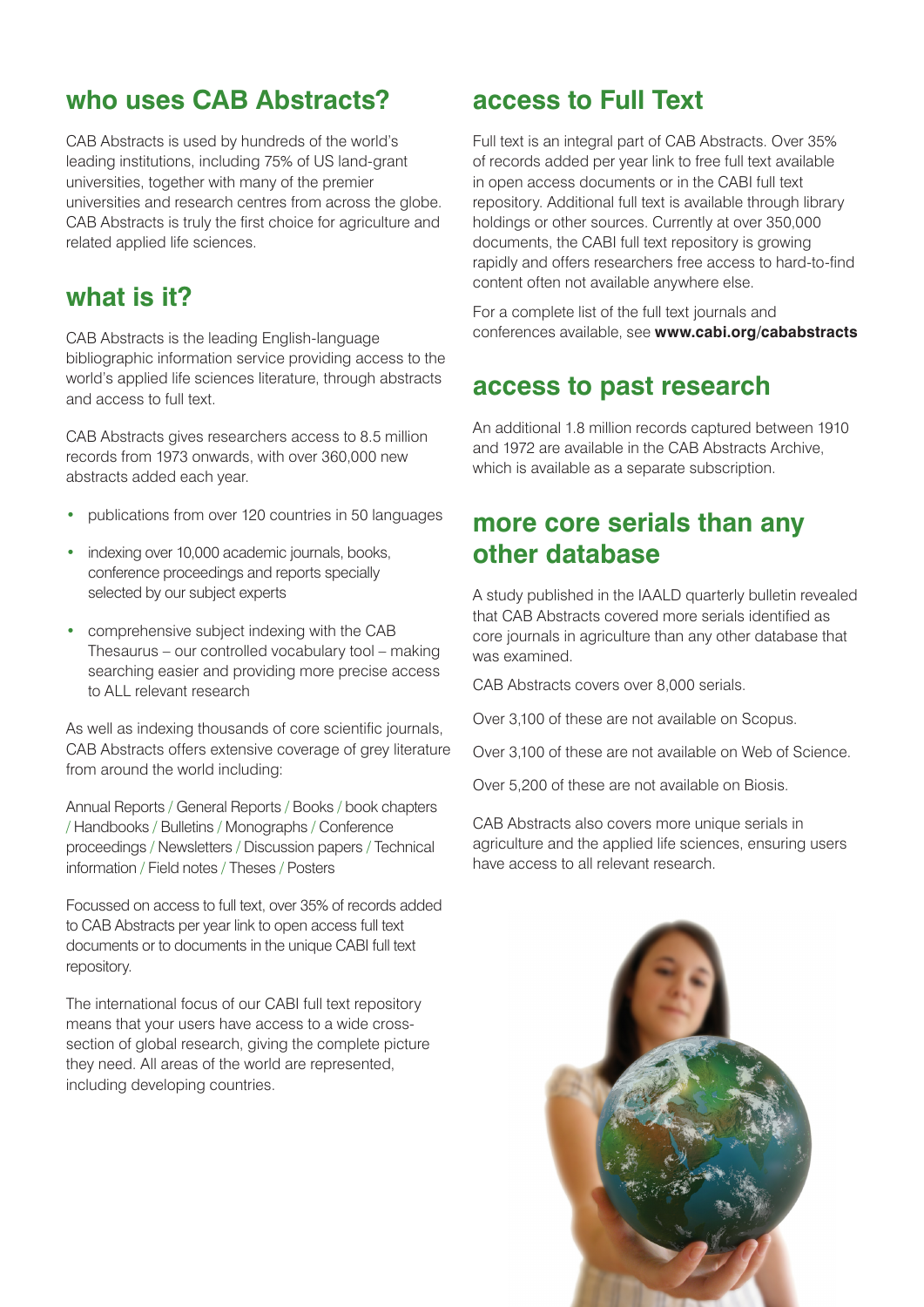## who uses CAB Abstracts?

CAB Abstracts is used by hundreds of the world's leading institutions, including 75% of US land-grant universities, together with many of the premier universities and research centres from across the globe. CAB Abstracts is truly the first choice for agriculture and related applied life sciences.

## what is it?

CAB Abstracts is the leading English-language bibliographic information service providing access to the world's applied life sciences literature, through abstracts and access to full text.

CAB Abstracts gives researchers access to 8.5 million records from 1973 onwards, with over 360,000 new abstracts added each year.

- publications from over 120 countries in 50 languages
- indexing over 10,000 academic journals, books, conference proceedings and reports specially selected by our subject experts
- comprehensive subject indexing with the CAB Thesaurus – our controlled vocabulary tool – making searching easier and providing more precise access to ALL relevant research

As well as indexing thousands of core scientific journals, CAB Abstracts offers extensive coverage of grey literature from around the world including:

Annual Reports / General Reports / Books / book chapters / Handbooks / Bulletins / Monographs / Conference proceedings / Newsletters / Discussion papers / Technical information / Field notes / Theses / Posters

Focussed on access to full text, over 35% of records added to CAB Abstracts per year link to open access full text documents or to documents in the unique CABI full text repository.

The international focus of our CABI full text repository means that your users have access to a wide cross-section of global research, giving the complete picture they need. All areas of the world are represented, including developing countries.

## access to Full Text

Full text is an integral part of CAB Abstracts. Over 35% of records added per year link to free full text available in open access documents or in the CABI full text repository. Additional full text is available through library holdings or other sources. Currently at over 350,000 documents, the CABI full text repository is growing rapidly and offers researchers free access to hard-to-find content often not available anywhere else.

For a complete list of the full text journals and conferences available, see **www.cabi.org/cababstracts**

## access to past research

An additional 1.8 million records captured between 1910 and 1972 are available in the CAB Abstracts Archive, which is available as a separate subscription.

## more core serials than any other database

A study published in the IAALD quarterly bulletin revealed that CAB Abstracts covered more serials identified as core journals in agriculture than any other database that was examined.

CAB Abstracts covers over 8,000 serials.

Over 3,100 of these are not available on Scopus.

Over 3,100 of these are not available on Web of Science.

Over 5,200 of these are not available on Biosis.

CAB Abstracts also covers more unique serials in agriculture and the applied life sciences, ensuring users have access to all relevant research.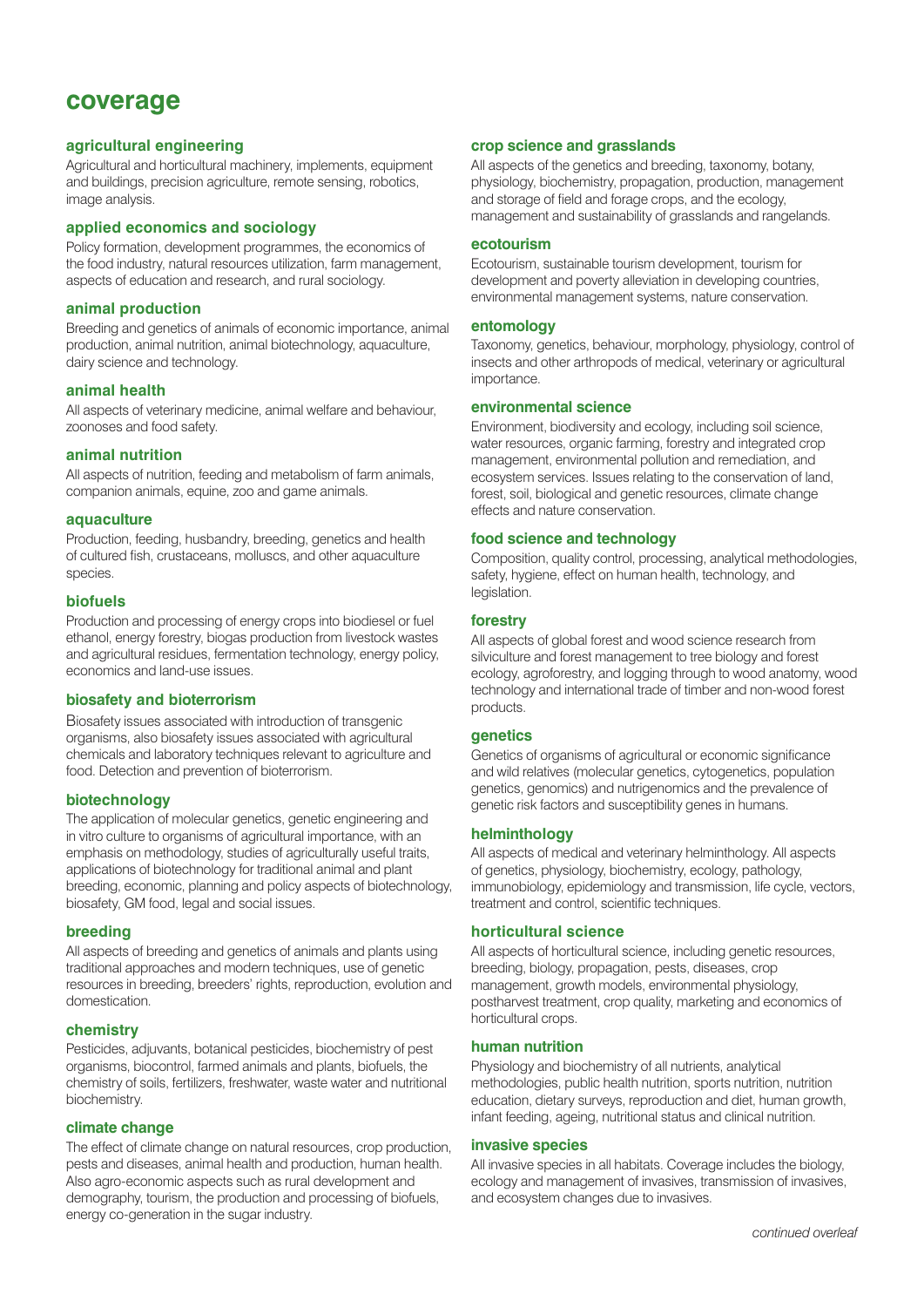# coverage

### agricultural engineering

Agricultural and horticultural machinery, implements, equipment and buildings, precision agriculture, remote sensing, robotics, image analysis.

### applied economics and sociology

Policy formation, development programmes, the economics of the food industry, natural resources utilization, farm management, aspects of education and research, and rural sociology.

### animal production

Breeding and genetics of animals of economic importance, animal production, animal nutrition, animal biotechnology, aquaculture, dairy science and technology.

### animal health

All aspects of veterinary medicine, animal welfare and behaviour, zoonoses and food safety.

### animal nutrition

All aspects of nutrition, feeding and metabolism of farm animals, companion animals, equine, zoo and game animals.

### aquaculture

Production, feeding, husbandry, breeding, genetics and health of cultured fish, crustaceans, molluscs, and other aquaculture species.

### biofuels

Production and processing of energy crops into biodiesel or fuel ethanol, energy forestry, biogas production from livestock wastes and agricultural residues, fermentation technology, energy policy, economics and land-use issues.

### biosafety and bioterrorism

Biosafety issues associated with introduction of transgenic organisms, also biosafety issues associated with agricultural chemicals and laboratory techniques relevant to agriculture and food. Detection and prevention of bioterrorism.

### biotechnology

The application of molecular genetics, genetic engineering and in vitro culture to organisms of agricultural importance, with an emphasis on methodology, studies of agriculturally useful traits, applications of biotechnology for traditional animal and plant breeding, economic, planning and policy aspects of biotechnology, biosafety, GM food, legal and social issues.

### breeding

All aspects of breeding and genetics of animals and plants using traditional approaches and modern techniques, use of genetic resources in breeding, breeders' rights, reproduction, evolution and domestication.

### chemistry

Pesticides, adjuvants, botanical pesticides, biochemistry of pest organisms, biocontrol, farmed animals and plants, biofuels, the chemistry of soils, fertilizers, freshwater, waste water and nutritional biochemistry.

### climate change

The effect of climate change on natural resources, crop production, pests and diseases, animal health and production, human health. Also agro-economic aspects such as rural development and demography, tourism, the production and processing of biofuels, energy co-generation in the sugar industry.

### crop science and grasslands

All aspects of the genetics and breeding, taxonomy, botany, physiology, biochemistry, propagation, production, management and storage of field and forage crops, and the ecology, management and sustainability of grasslands and rangelands.

### ecotourism

Ecotourism, sustainable tourism development, tourism for development and poverty alleviation in developing countries, environmental management systems, nature conservation.

### entomology

Taxonomy, genetics, behaviour, morphology, physiology, control of insects and other arthropods of medical, veterinary or agricultural importance.

### environmental science

Environment, biodiversity and ecology, including soil science, water resources, organic farming, forestry and integrated crop management, environmental pollution and remediation, and ecosystem services. Issues relating to the conservation of land, forest, soil, biological and genetic resources, climate change effects and nature conservation.

### food science and technology

Composition, quality control, processing, analytical methodologies, safety, hygiene, effect on human health, technology, and legislation.

### forestry

All aspects of global forest and wood science research from silviculture and forest management to tree biology and forest ecology, agroforestry, and logging through to wood anatomy, wood technology and international trade of timber and non-wood forest products.

### genetics

Genetics of organisms of agricultural or economic significance and wild relatives (molecular genetics, cytogenetics, population genetics, genomics) and nutrigenomics and the prevalence of genetic risk factors and susceptibility genes in humans.

### helminthology

All aspects of medical and veterinary helminthology. All aspects of genetics, physiology, biochemistry, ecology, pathology, immunobiology, epidemiology and transmission, life cycle, vectors, treatment and control, scientific techniques.

### horticultural science

All aspects of horticultural science, including genetic resources, breeding, biology, propagation, pests, diseases, crop management, growth models, environmental physiology, postharvest treatment, crop quality, marketing and economics of horticultural crops.

### human nutrition

Physiology and biochemistry of all nutrients, analytical methodologies, public health nutrition, sports nutrition, nutrition education, dietary surveys, reproduction and diet, human growth, infant feeding, ageing, nutritional status and clinical nutrition.

### invasive species

All invasive species in all habitats. Coverage includes the biology, ecology and management of invasives, transmission of invasives, and ecosystem changes due to invasives.

*continued overleaf*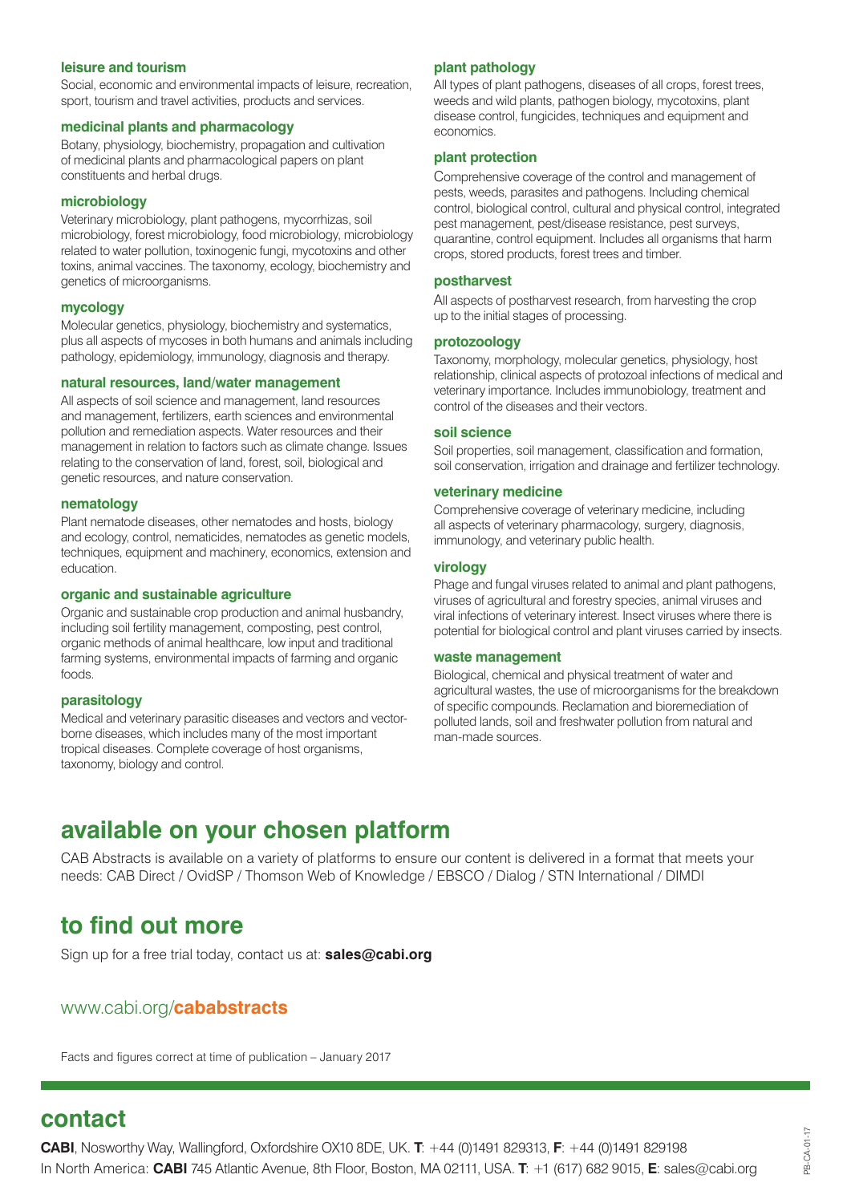### leisure and tourism

Social, economic and environmental impacts of leisure, recreation, sport, tourism and travel activities, products and services.

### medicinal plants and pharmacology

Botany, physiology, biochemistry, propagation and cultivation of medicinal plants and pharmacological papers on plant constituents and herbal drugs.

### microbiology

Veterinary microbiology, plant pathogens, mycorrhizas, soil microbiology, forest microbiology, food microbiology, microbiology related to water pollution, toxinogenic fungi, mycotoxins and other toxins, animal vaccines. The taxonomy, ecology, biochemistry and genetics of microorganisms.

### mycology

Molecular genetics, physiology, biochemistry and systematics, plus all aspects of mycoses in both humans and animals including pathology, epidemiology, immunology, diagnosis and therapy.

### natural resources, land/water management

All aspects of soil science and management, land resources and management, fertilizers, earth sciences and environmental pollution and remediation aspects. Water resources and their management in relation to factors such as climate change. Issues relating to the conservation of land, forest, soil, biological and genetic resources, and nature conservation.

### nematology

Plant nematode diseases, other nematodes and hosts, biology and ecology, control, nematicides, nematodes as genetic models, techniques, equipment and machinery, economics, extension and education.

### organic and sustainable agriculture

Organic and sustainable crop production and animal husbandry, including soil fertility management, composting, pest control, organic methods of animal healthcare, low input and traditional farming systems, environmental impacts of farming and organic foods.

### parasitology

Medical and veterinary parasitic diseases and vectors and vector-borne diseases, which includes many of the most important tropical diseases. Complete coverage of host organisms, taxonomy, biology and control.

### plant pathology

All types of plant pathogens, diseases of all crops, forest trees, weeds and wild plants, pathogen biology, mycotoxins, plant disease control, fungicides, techniques and equipment and economics.

### plant protection

Comprehensive coverage of the control and management of pests, weeds, parasites and pathogens. Including chemical control, biological control, cultural and physical control, integrated pest management, pest/disease resistance, pest surveys, quarantine, control equipment. Includes all organisms that harm crops, stored products, forest trees and timber.

### postharvest

All aspects of postharvest research, from harvesting the crop up to the initial stages of processing.

### protozoology

Taxonomy, morphology, molecular genetics, physiology, host relationship, clinical aspects of protozoal infections of medical and veterinary importance. Includes immunobiology, treatment and control of the diseases and their vectors.

### soil science

Soil properties, soil management, classification and formation, soil conservation, irrigation and drainage and fertilizer technology.

### veterinary medicine

Comprehensive coverage of veterinary medicine, including all aspects of veterinary pharmacology, surgery, diagnosis, immunology, and veterinary public health.

### virology

Phage and fungal viruses related to animal and plant pathogens, viruses of agricultural and forestry species, animal viruses and viral infections of veterinary interest. Insect viruses where there is potential for biological control and plant viruses carried by insects.

### waste management

Biological, chemical and physical treatment of water and agricultural wastes, the use of microorganisms for the breakdown of specific compounds. Reclamation and bioremediation of polluted lands, soil and freshwater pollution from natural and man-made sources.

## available on your chosen platform

CAB Abstracts is available on a variety of platforms to ensure our content is delivered in a format that meets your needs: CAB Direct / OvidSP / Thomson Web of Knowledge / EBSCO / Dialog / STN International / DIMDI

## to find out more

Sign up for a free trial today, contact us at: **sales@cabi.org**

www.cabi.org/**cababstracts**

Facts and figures correct at time of publication – January 2017

## contact

**CABI**, Nosworthy Way, Wallingford, Oxfordshire OX10 8DE, UK. **T**: +44 (0)1491 829313, **F**: +44 (0)1491 829198
In North America: **CABI** 745 Atlantic Avenue, 8th Floor, Boston, MA 02111, USA. **T**: +1 (617) 682 9015, **E**: sales@cabi.org

PB-CA-01-17